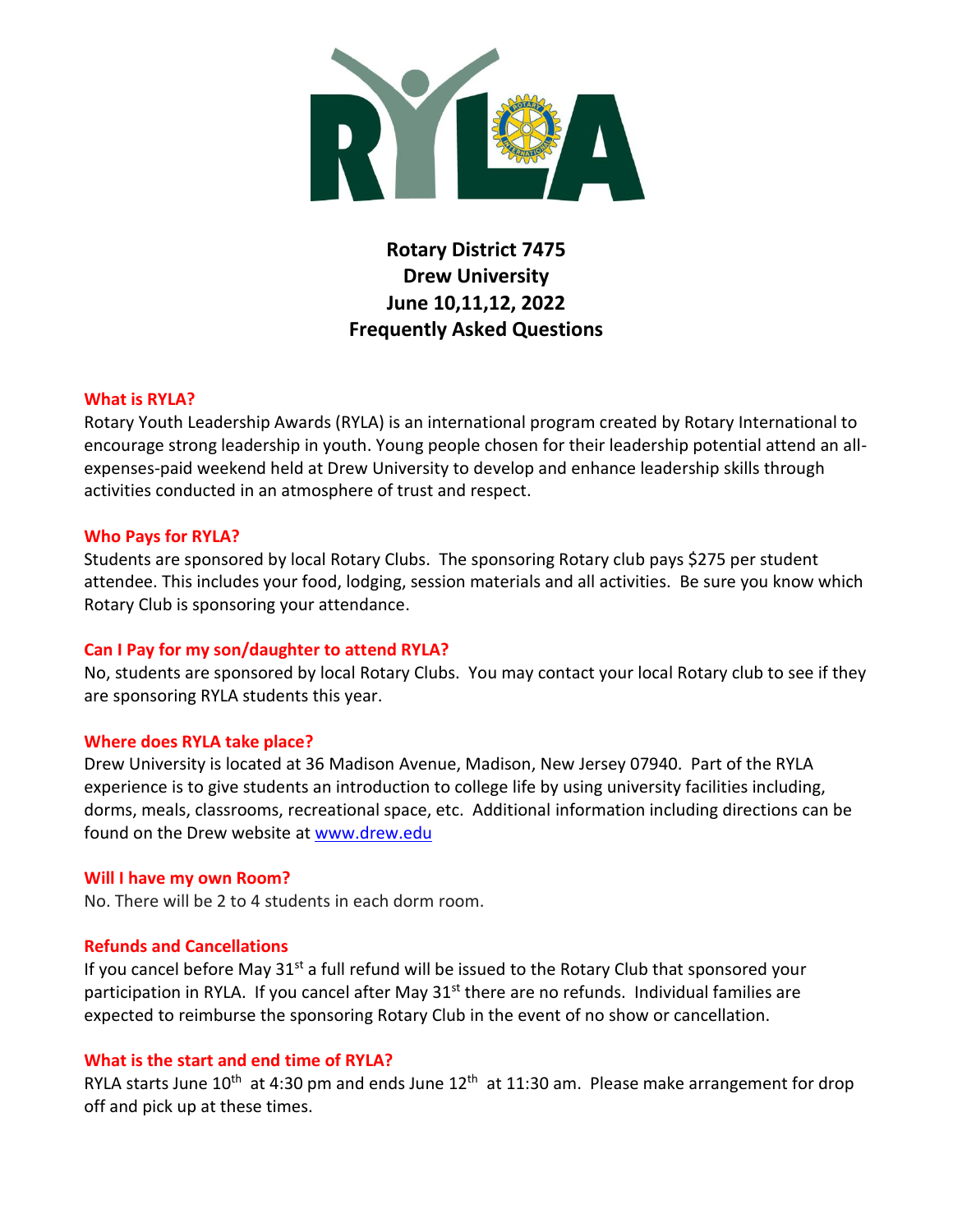# Rotary District 7475
# Drew University
# June 10,11,12, 2022
# Frequently Asked Questions

### What is RYLA?

Rotary Youth Leadership Awards (RYLA) is an international program created by Rotary International to encourage strong leadership in youth. Young people chosen for their leadership potential attend an all-expenses-paid weekend held at Drew University to develop and enhance leadership skills through activities conducted in an atmosphere of trust and respect.

### Who Pays for RYLA?

Students are sponsored by local Rotary Clubs. The sponsoring Rotary club pays $275 per student attendee. This includes your food, lodging, session materials and all activities. Be sure you know which Rotary Club is sponsoring your attendance.

### Can I Pay for my son/daughter to attend RYLA?

No, students are sponsored by local Rotary Clubs. You may contact your local Rotary club to see if they are sponsoring RYLA students this year.

### Where does RYLA take place?

Drew University is located at 36 Madison Avenue, Madison, New Jersey 07940. Part of the RYLA experience is to give students an introduction to college life by using university facilities including, dorms, meals, classrooms, recreational space, etc. Additional information including directions can be found on the Drew website at [www.drew.edu](http://www.drew.edu)

### Will I have my own Room?

No. There will be 2 to 4 students in each dorm room.

### Refunds and Cancellations

If you cancel before May 31st a full refund will be issued to the Rotary Club that sponsored your participation in RYLA. If you cancel after May 31st there are no refunds. Individual families are expected to reimburse the sponsoring Rotary Club in the event of no show or cancellation.

### What is the start and end time of RYLA?

RYLA starts June 10th at 4:30 pm and ends June 12th at 11:30 am. Please make arrangement for drop off and pick up at these times.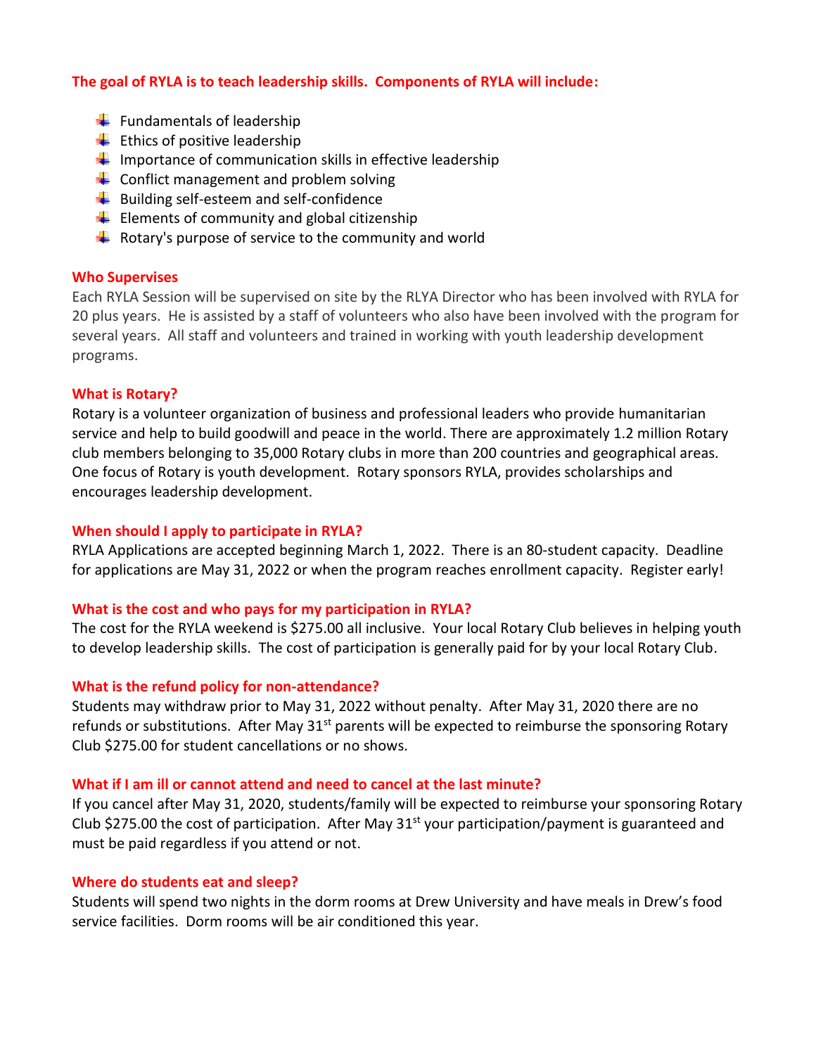**The goal of RYLA is to teach leadership skills. Components of RYLA will include:**

- Fundamentals of leadership
- Ethics of positive leadership
- Importance of communication skills in effective leadership
- Conflict management and problem solving
- Building self-esteem and self-confidence
- Elements of community and global citizenship
- Rotary's purpose of service to the community and world

**Who Supervises**

Each RYLA Session will be supervised on site by the RLYA Director who has been involved with RYLA for 20 plus years. He is assisted by a staff of volunteers who also have been involved with the program for several years. All staff and volunteers and trained in working with youth leadership development programs.

**What is Rotary?**

Rotary is a volunteer organization of business and professional leaders who provide humanitarian service and help to build goodwill and peace in the world. There are approximately 1.2 million Rotary club members belonging to 35,000 Rotary clubs in more than 200 countries and geographical areas. One focus of Rotary is youth development. Rotary sponsors RYLA, provides scholarships and encourages leadership development.

**When should I apply to participate in RYLA?**

RYLA Applications are accepted beginning March 1, 2022. There is an 80-student capacity. Deadline for applications are May 31, 2022 or when the program reaches enrollment capacity. Register early!

**What is the cost and who pays for my participation in RYLA?**

The cost for the RYLA weekend is $275.00 all inclusive. Your local Rotary Club believes in helping youth to develop leadership skills. The cost of participation is generally paid for by your local Rotary Club.

**What is the refund policy for non-attendance?**

Students may withdraw prior to May 31, 2022 without penalty. After May 31, 2020 there are no refunds or substitutions. After May 31st parents will be expected to reimburse the sponsoring Rotary Club $275.00 for student cancellations or no shows.

**What if I am ill or cannot attend and need to cancel at the last minute?**

If you cancel after May 31, 2020, students/family will be expected to reimburse your sponsoring Rotary Club $275.00 the cost of participation. After May 31st your participation/payment is guaranteed and must be paid regardless if you attend or not.

**Where do students eat and sleep?**

Students will spend two nights in the dorm rooms at Drew University and have meals in Drew's food service facilities. Dorm rooms will be air conditioned this year.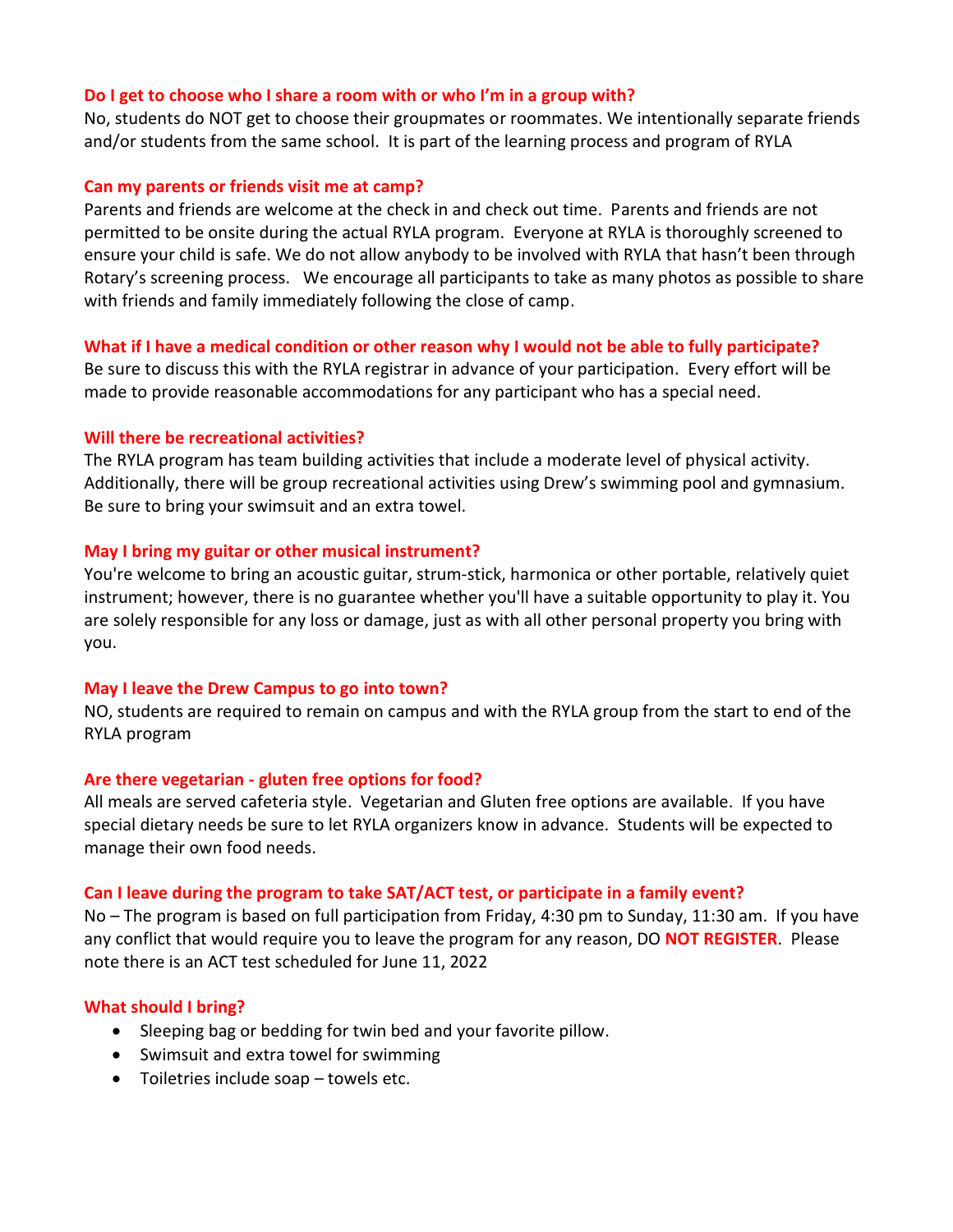**Do I get to choose who I share a room with or who I'm in a group with?**

No, students do NOT get to choose their groupmates or roommates. We intentionally separate friends and/or students from the same school. It is part of the learning process and program of RYLA

**Can my parents or friends visit me at camp?**

Parents and friends are welcome at the check in and check out time. Parents and friends are not permitted to be onsite during the actual RYLA program. Everyone at RYLA is thoroughly screened to ensure your child is safe. We do not allow anybody to be involved with RYLA that hasn't been through Rotary's screening process. We encourage all participants to take as many photos as possible to share with friends and family immediately following the close of camp.

**What if I have a medical condition or other reason why I would not be able to fully participate?**

Be sure to discuss this with the RYLA registrar in advance of your participation. Every effort will be made to provide reasonable accommodations for any participant who has a special need.

**Will there be recreational activities?**

The RYLA program has team building activities that include a moderate level of physical activity. Additionally, there will be group recreational activities using Drew's swimming pool and gymnasium. Be sure to bring your swimsuit and an extra towel.

**May I bring my guitar or other musical instrument?**

You're welcome to bring an acoustic guitar, strum-stick, harmonica or other portable, relatively quiet instrument; however, there is no guarantee whether you'll have a suitable opportunity to play it. You are solely responsible for any loss or damage, just as with all other personal property you bring with you.

**May I leave the Drew Campus to go into town?**

NO, students are required to remain on campus and with the RYLA group from the start to end of the RYLA program

**Are there vegetarian - gluten free options for food?**

All meals are served cafeteria style. Vegetarian and Gluten free options are available. If you have special dietary needs be sure to let RYLA organizers know in advance. Students will be expected to manage their own food needs.

**Can I leave during the program to take SAT/ACT test, or participate in a family event?**

No – The program is based on full participation from Friday, 4:30 pm to Sunday, 11:30 am. If you have any conflict that would require you to leave the program for any reason, DO **NOT REGISTER**. Please note there is an ACT test scheduled for June 11, 2022

**What should I bring?**

- Sleeping bag or bedding for twin bed and your favorite pillow.
- Swimsuit and extra towel for swimming
- Toiletries include soap – towels etc.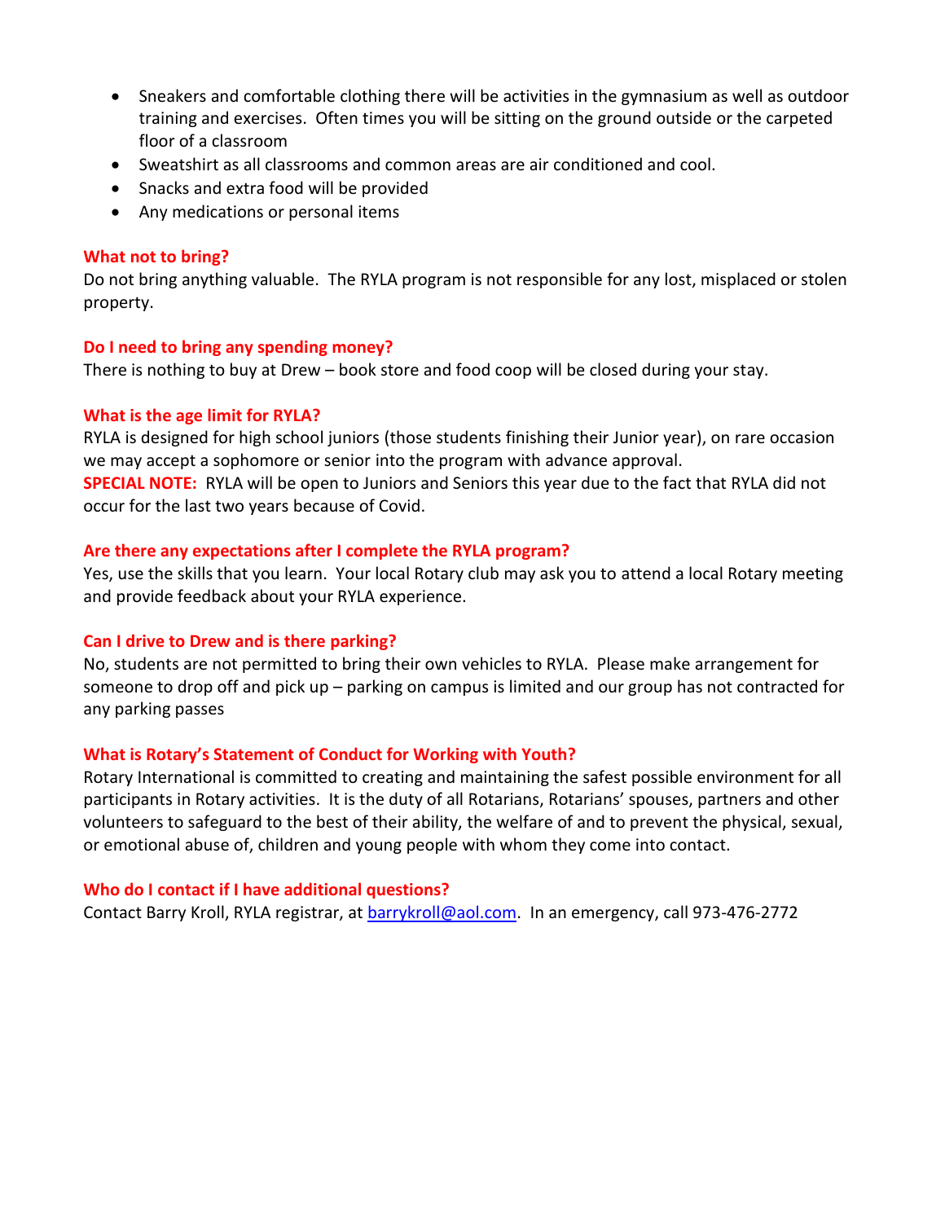- Sneakers and comfortable clothing there will be activities in the gymnasium as well as outdoor training and exercises. Often times you will be sitting on the ground outside or the carpeted floor of a classroom
- Sweatshirt as all classrooms and common areas are air conditioned and cool.
- Snacks and extra food will be provided
- Any medications or personal items

### What not to bring?

Do not bring anything valuable. The RYLA program is not responsible for any lost, misplaced or stolen property.

### Do I need to bring any spending money?

There is nothing to buy at Drew – book store and food coop will be closed during your stay.

### What is the age limit for RYLA?

RYLA is designed for high school juniors (those students finishing their Junior year), on rare occasion we may accept a sophomore or senior into the program with advance approval.

**SPECIAL NOTE:** RYLA will be open to Juniors and Seniors this year due to the fact that RYLA did not occur for the last two years because of Covid.

### Are there any expectations after I complete the RYLA program?

Yes, use the skills that you learn. Your local Rotary club may ask you to attend a local Rotary meeting and provide feedback about your RYLA experience.

### Can I drive to Drew and is there parking?

No, students are not permitted to bring their own vehicles to RYLA. Please make arrangement for someone to drop off and pick up – parking on campus is limited and our group has not contracted for any parking passes

### What is Rotary's Statement of Conduct for Working with Youth?

Rotary International is committed to creating and maintaining the safest possible environment for all participants in Rotary activities. It is the duty of all Rotarians, Rotarians' spouses, partners and other volunteers to safeguard to the best of their ability, the welfare of and to prevent the physical, sexual, or emotional abuse of, children and young people with whom they come into contact.

### Who do I contact if I have additional questions?

Contact Barry Kroll, RYLA registrar, at [barrykroll@aol.com](mailto:barrykroll@aol.com). In an emergency, call 973-476-2772